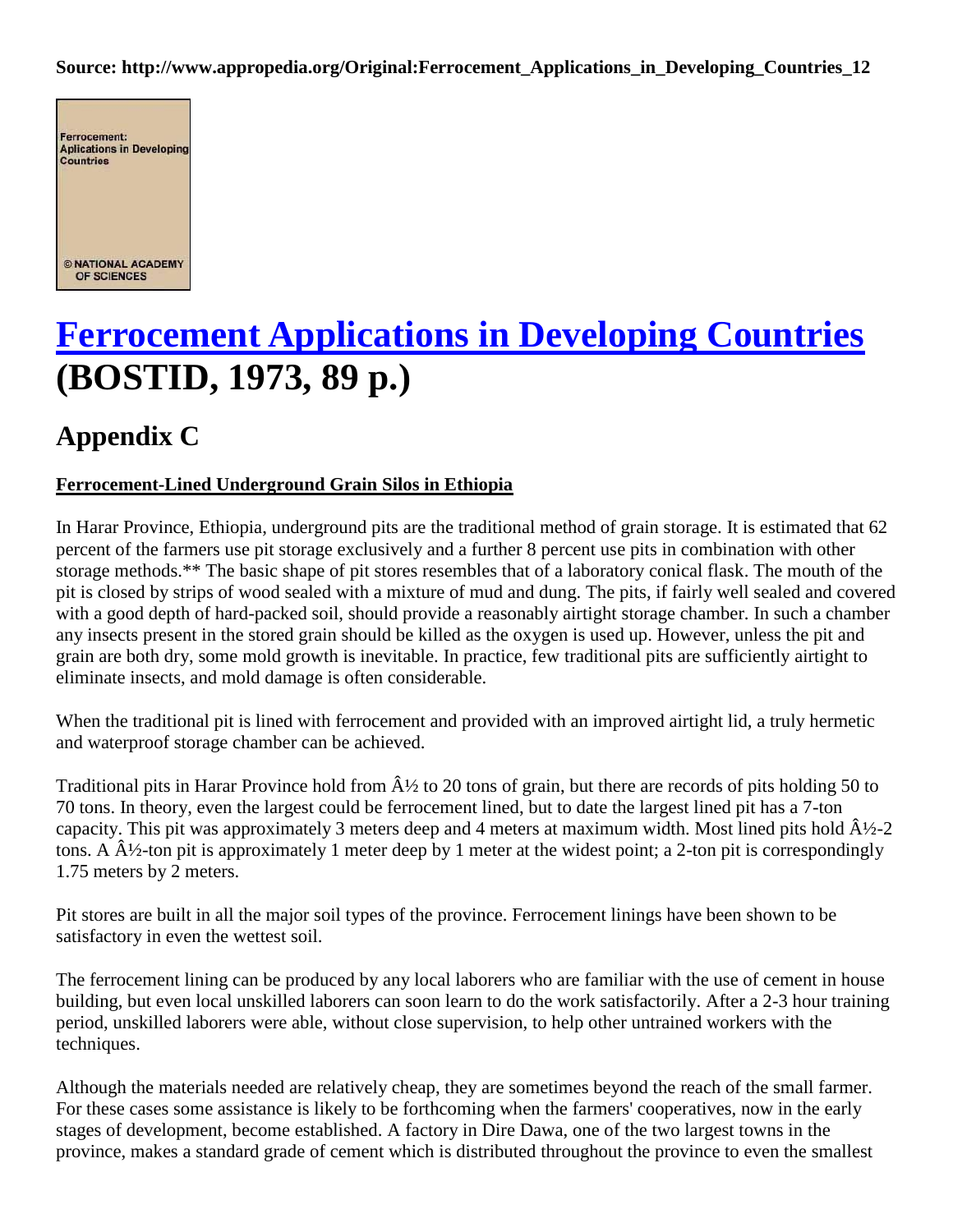**Source: http://www.appropedia.org/Original:Ferrocement_Applications_in_Developing_Countries_12**

Ferrocement: Aplications in Developing Countries

© NATIONAL ACADEMY OF SCIENCES

# [Ferrocement Applications in Developing Countries](http://www.appropedia.org/Original:Ferrocement_Applications_in_Developing_Countries_12) (BOSTID, 1973, 89 p.)

## Appendix C

### Ferrocement-Lined Underground Grain Silos in Ethiopia

In Harar Province, Ethiopia, underground pits are the traditional method of grain storage. It is estimated that 62 percent of the farmers use pit storage exclusively and a further 8 percent use pits in combination with other storage methods.** The basic shape of pit stores resembles that of a laboratory conical flask. The mouth of the pit is closed by strips of wood sealed with a mixture of mud and dung. The pits, if fairly well sealed and covered with a good depth of hard-packed soil, should provide a reasonably airtight storage chamber. In such a chamber any insects present in the stored grain should be killed as the oxygen is used up. However, unless the pit and grain are both dry, some mold growth is inevitable. In practice, few traditional pits are sufficiently airtight to eliminate insects, and mold damage is often considerable.

When the traditional pit is lined with ferrocement and provided with an improved airtight lid, a truly hermetic and waterproof storage chamber can be achieved.

Traditional pits in Harar Province hold from Â½ to 20 tons of grain, but there are records of pits holding 50 to 70 tons. In theory, even the largest could be ferrocement lined, but to date the largest lined pit has a 7-ton capacity. This pit was approximately 3 meters deep and 4 meters at maximum width. Most lined pits hold Â½-2 tons. A Â½-ton pit is approximately 1 meter deep by 1 meter at the widest point; a 2-ton pit is correspondingly 1.75 meters by 2 meters.

Pit stores are built in all the major soil types of the province. Ferrocement linings have been shown to be satisfactory in even the wettest soil.

The ferrocement lining can be produced by any local laborers who are familiar with the use of cement in house building, but even local unskilled laborers can soon learn to do the work satisfactorily. After a 2-3 hour training period, unskilled laborers were able, without close supervision, to help other untrained workers with the techniques.

Although the materials needed are relatively cheap, they are sometimes beyond the reach of the small farmer. For these cases some assistance is likely to be forthcoming when the farmers' cooperatives, now in the early stages of development, become established. A factory in Dire Dawa, one of the two largest towns in the province, makes a standard grade of cement which is distributed throughout the province to even the smallest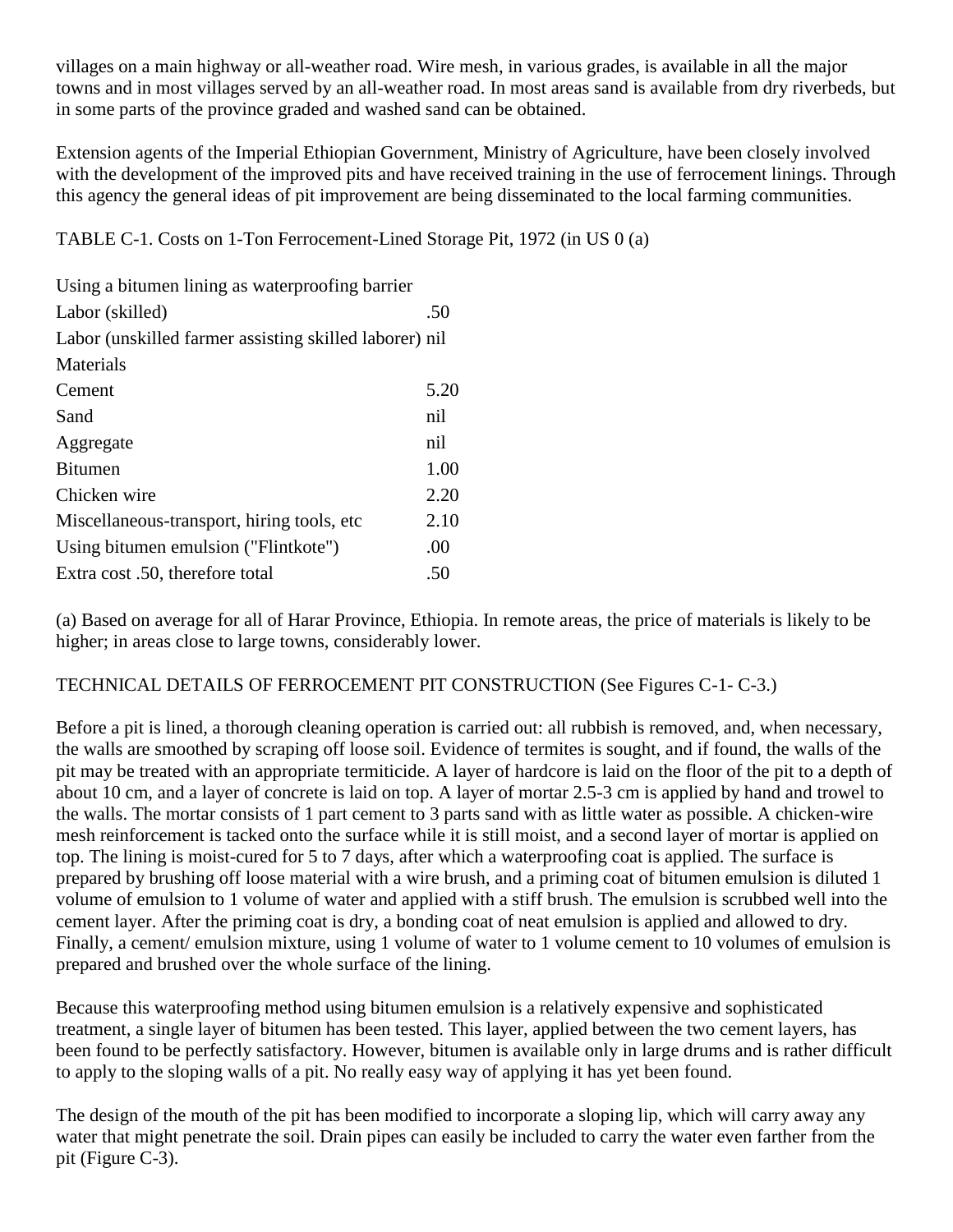villages on a main highway or all-weather road. Wire mesh, in various grades, is available in all the major towns and in most villages served by an all-weather road. In most areas sand is available from dry riverbeds, but in some parts of the province graded and washed sand can be obtained.

Extension agents of the Imperial Ethiopian Government, Ministry of Agriculture, have been closely involved with the development of the improved pits and have received training in the use of ferrocement linings. Through this agency the general ideas of pit improvement are being disseminated to the local farming communities.

TABLE C-1. Costs on 1-Ton Ferrocement-Lined Storage Pit, 1972 (in US 0 (a)

| | |
|---|---|
| Using a bitumen lining as waterproofing barrier | |
| Labor (skilled) | .50 |
| Labor (unskilled farmer assisting skilled laborer) | nil |
| Materials | |
| Cement | 5.20 |
| Sand | nil |
| Aggregate | nil |
| Bitumen | 1.00 |
| Chicken wire | 2.20 |
| Miscellaneous-transport, hiring tools, etc | 2.10 |
| Using bitumen emulsion ("Flintkote") | .00 |
| Extra cost .50, therefore total | .50 |

(a) Based on average for all of Harar Province, Ethiopia. In remote areas, the price of materials is likely to be higher; in areas close to large towns, considerably lower.

TECHNICAL DETAILS OF FERROCEMENT PIT CONSTRUCTION (See Figures C-1- C-3.)

Before a pit is lined, a thorough cleaning operation is carried out: all rubbish is removed, and, when necessary, the walls are smoothed by scraping off loose soil. Evidence of termites is sought, and if found, the walls of the pit may be treated with an appropriate termiticide. A layer of hardcore is laid on the floor of the pit to a depth of about 10 cm, and a layer of concrete is laid on top. A layer of mortar 2.5-3 cm is applied by hand and trowel to the walls. The mortar consists of 1 part cement to 3 parts sand with as little water as possible. A chicken-wire mesh reinforcement is tacked onto the surface while it is still moist, and a second layer of mortar is applied on top. The lining is moist-cured for 5 to 7 days, after which a waterproofing coat is applied. The surface is prepared by brushing off loose material with a wire brush, and a priming coat of bitumen emulsion is diluted 1 volume of emulsion to 1 volume of water and applied with a stiff brush. The emulsion is scrubbed well into the cement layer. After the priming coat is dry, a bonding coat of neat emulsion is applied and allowed to dry. Finally, a cement/ emulsion mixture, using 1 volume of water to 1 volume cement to 10 volumes of emulsion is prepared and brushed over the whole surface of the lining.

Because this waterproofing method using bitumen emulsion is a relatively expensive and sophisticated treatment, a single layer of bitumen has been tested. This layer, applied between the two cement layers, has been found to be perfectly satisfactory. However, bitumen is available only in large drums and is rather difficult to apply to the sloping walls of a pit. No really easy way of applying it has yet been found.

The design of the mouth of the pit has been modified to incorporate a sloping lip, which will carry away any water that might penetrate the soil. Drain pipes can easily be included to carry the water even farther from the pit (Figure C-3).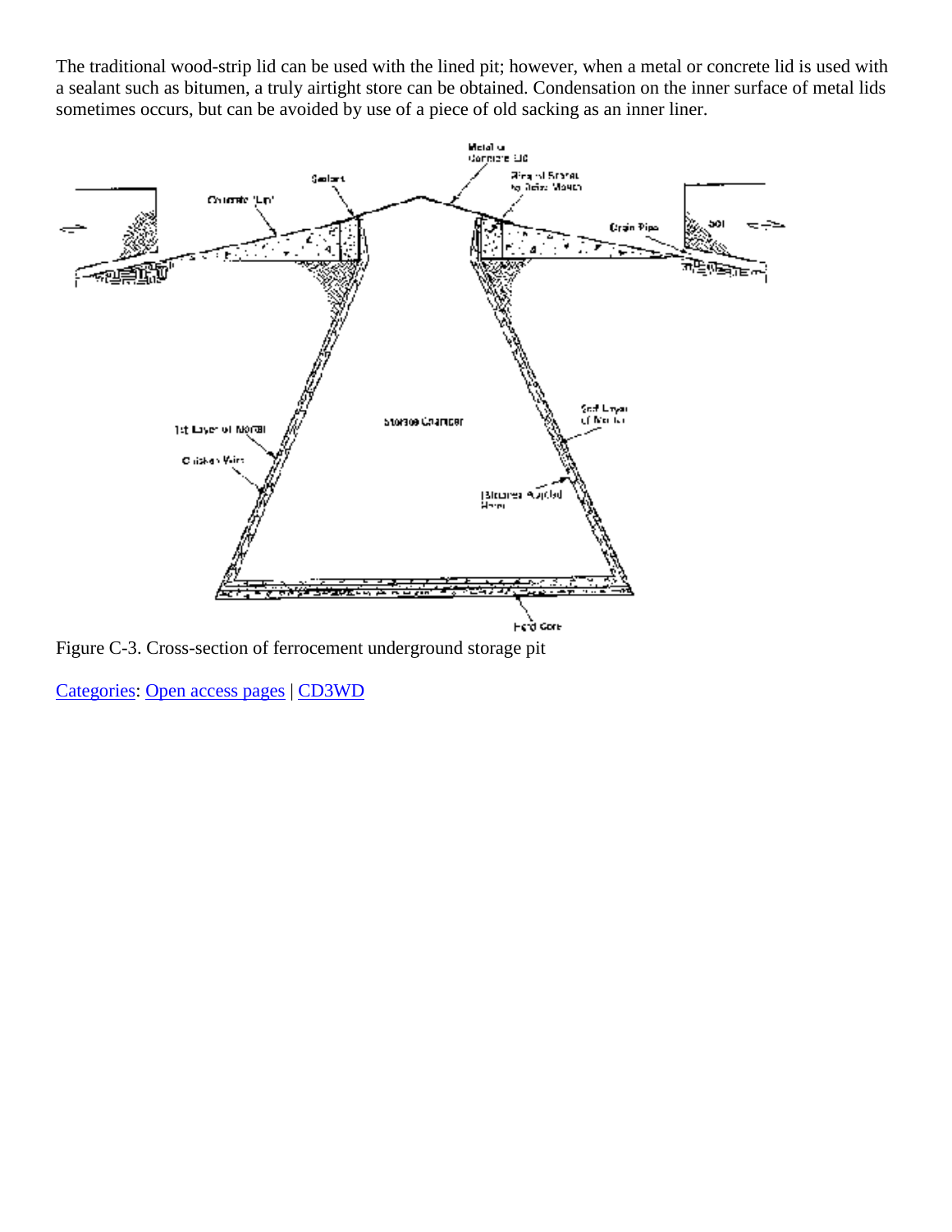The traditional wood-strip lid can be used with the lined pit; however, when a metal or concrete lid is used with a sealant such as bitumen, a truly airtight store can be obtained. Condensation on the inner surface of metal lids sometimes occurs, but can be avoided by use of a piece of old sacking as an inner liner.

Metal or Concrete Lid

Sealant

Ring of Stones to Raise Mouth

Concrete 'Lip'

Drain Pipe

Soil

Storage Chamber

2nd Layer of Mortar

1st Layer of Mortar

Chicken Wire

Bitumen Applied Here

Hard Core

Figure C-3. Cross-section of ferrocement underground storage pit

Categories: Open access pages | CD3WD